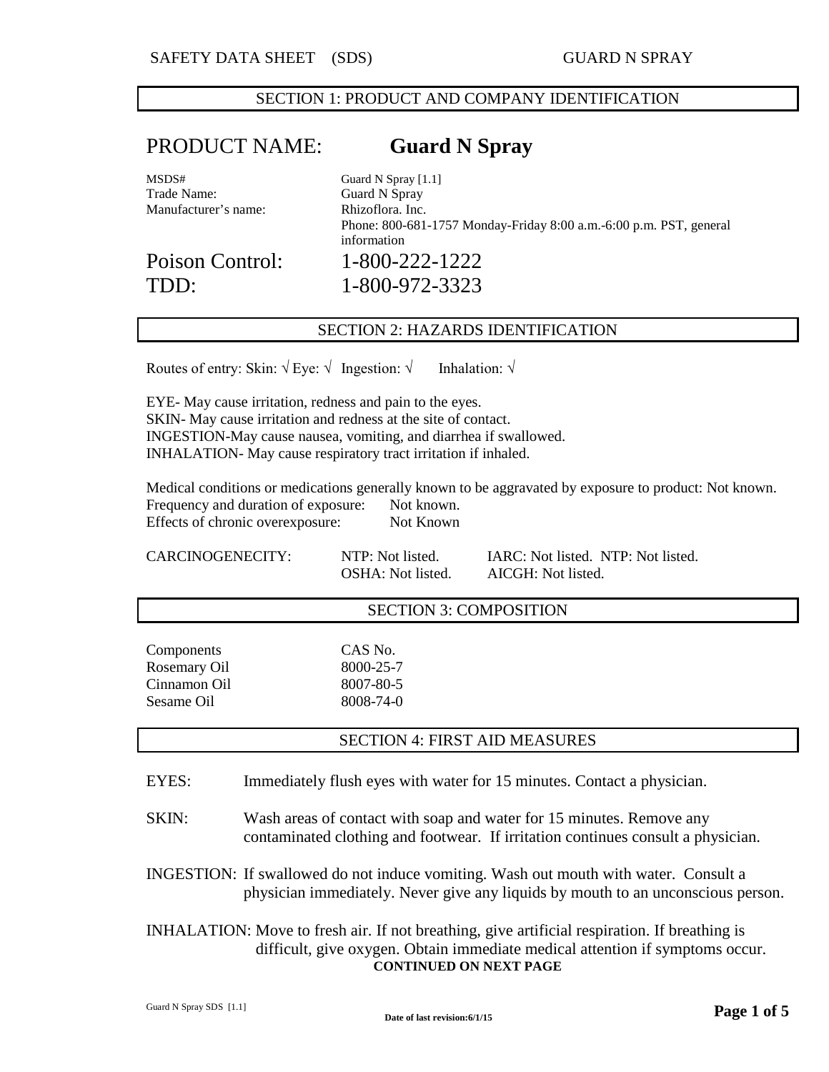## SECTION 1: PRODUCT AND COMPANY IDENTIFICATION

# PRODUCT NAME: **Guard N Spray**

MSDS# Guard N Spray [1.1]
Trade Name: Guard N Spray
Manufacturer's name: Rhizoflora. Inc.
Phone: 800-681-1757 Monday-Friday 8:00 a.m.-6:00 p.m. PST, general information

Poison Control: 1-800-222-1222
TDD: 1-800-972-3323

## SECTION 2: HAZARDS IDENTIFICATION

Routes of entry: Skin: √ Eye: √ Ingestion: √ Inhalation: √

EYE- May cause irritation, redness and pain to the eyes.
SKIN- May cause irritation and redness at the site of contact.
INGESTION-May cause nausea, vomiting, and diarrhea if swallowed.
INHALATION- May cause respiratory tract irritation if inhaled.

Medical conditions or medications generally known to be aggravated by exposure to product: Not known.
Frequency and duration of exposure: Not known.
Effects of chronic overexposure: Not Known

| CARCINOGENECITY: | NTP: Not listed. | IARC: Not listed. NTP: Not listed. |
|---|---|---|
| | OSHA: Not listed. | AICGH: Not listed. |

## SECTION 3: COMPOSITION

| Components | CAS No. |
|---|---|
| Rosemary Oil | 8000-25-7 |
| Cinnamon Oil | 8007-80-5 |
| Sesame Oil | 8008-74-0 |

## SECTION 4: FIRST AID MEASURES

EYES: Immediately flush eyes with water for 15 minutes. Contact a physician.

SKIN: Wash areas of contact with soap and water for 15 minutes. Remove any contaminated clothing and footwear. If irritation continues consult a physician.

INGESTION: If swallowed do not induce vomiting. Wash out mouth with water. Consult a physician immediately. Never give any liquids by mouth to an unconscious person.

INHALATION: Move to fresh air. If not breathing, give artificial respiration. If breathing is difficult, give oxygen. Obtain immediate medical attention if symptoms occur.

**CONTINUED ON NEXT PAGE**

Guard N Spray SDS [1.1]

**Date of last revision:6/1/15**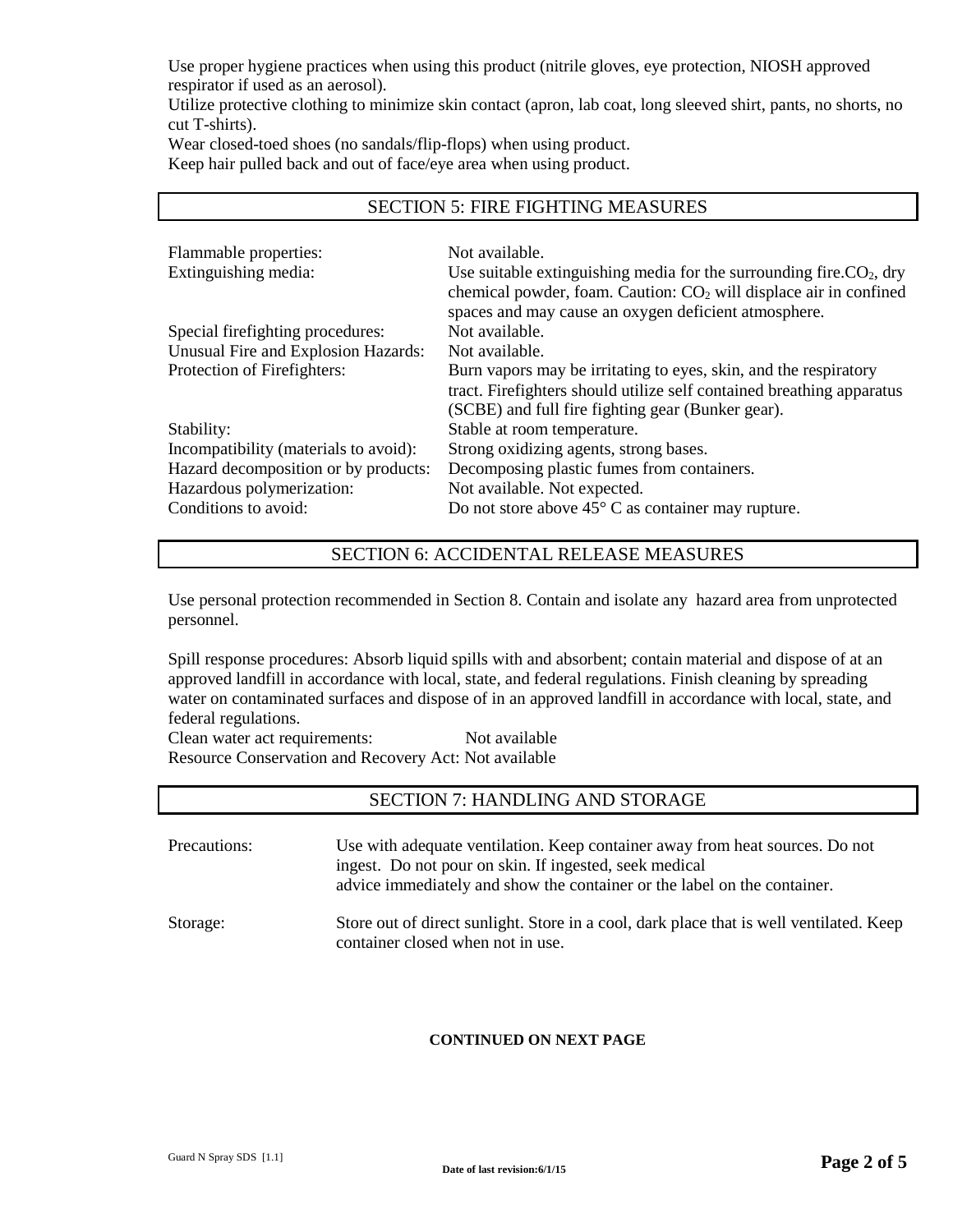Use proper hygiene practices when using this product (nitrile gloves, eye protection, NIOSH approved respirator if used as an aerosol).
Utilize protective clothing to minimize skin contact (apron, lab coat, long sleeved shirt, pants, no shorts, no cut T-shirts).
Wear closed-toed shoes (no sandals/flip-flops) when using product.
Keep hair pulled back and out of face/eye area when using product.

## SECTION 5: FIRE FIGHTING MEASURES

| | |
|---|---|
| Flammable properties: | Not available. |
| Extinguishing media: | Use suitable extinguishing media for the surrounding fire.$CO_2$, dry chemical powder, foam. Caution: $CO_2$ will displace air in confined spaces and may cause an oxygen deficient atmosphere. |
| Special firefighting procedures: | Not available. |
| Unusual Fire and Explosion Hazards: | Not available. |
| Protection of Firefighters: | Burn vapors may be irritating to eyes, skin, and the respiratory tract. Firefighters should utilize self contained breathing apparatus (SCBE) and full fire fighting gear (Bunker gear). |
| Stability: | Stable at room temperature. |
| Incompatibility (materials to avoid): | Strong oxidizing agents, strong bases. |
| Hazard decomposition or by products: | Decomposing plastic fumes from containers. |
| Hazardous polymerization: | Not available. Not expected. |
| Conditions to avoid: | Do not store above 45° C as container may rupture. |

## SECTION 6: ACCIDENTAL RELEASE MEASURES

Use personal protection recommended in Section 8. Contain and isolate any hazard area from unprotected personnel.

Spill response procedures: Absorb liquid spills with and absorbent; contain material and dispose of at an approved landfill in accordance with local, state, and federal regulations. Finish cleaning by spreading water on contaminated surfaces and dispose of in an approved landfill in accordance with local, state, and federal regulations.
Clean water act requirements: Not available
Resource Conservation and Recovery Act: Not available

## SECTION 7: HANDLING AND STORAGE

| | |
|---|---|
| Precautions: | Use with adequate ventilation. Keep container away from heat sources. Do not ingest. Do not pour on skin. If ingested, seek medical advice immediately and show the container or the label on the container. |
| Storage: | Store out of direct sunlight. Store in a cool, dark place that is well ventilated. Keep container closed when not in use. |

**CONTINUED ON NEXT PAGE**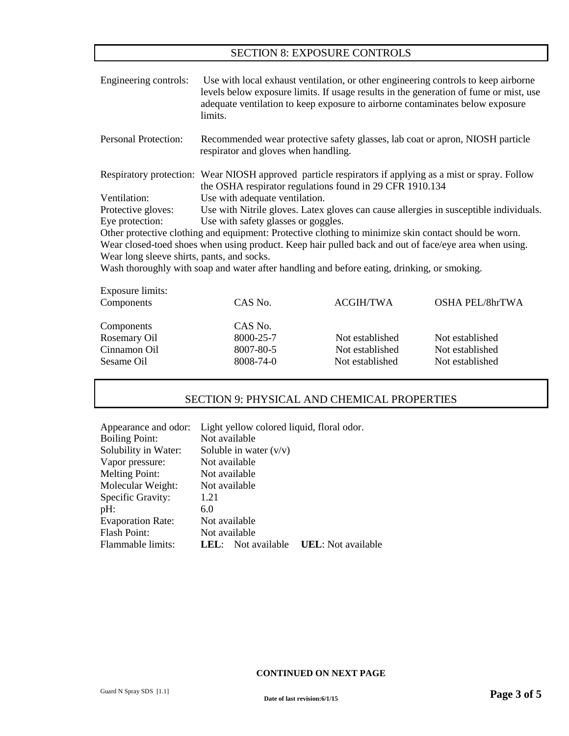## SECTION 8: EXPOSURE CONTROLS

Engineering controls: Use with local exhaust ventilation, or other engineering controls to keep airborne levels below exposure limits. If usage results in the generation of fume or mist, use adequate ventilation to keep exposure to airborne contaminates below exposure limits.

Personal Protection: Recommended wear protective safety glasses, lab coat or apron, NIOSH particle respirator and gloves when handling.

Respiratory protection: Wear NIOSH approved particle respirators if applying as a mist or spray. Follow the OSHA respirator regulations found in 29 CFR 1910.134

Ventilation: Use with adequate ventilation.

Protective gloves: Use with Nitrile gloves. Latex gloves can cause allergies in susceptible individuals.

Eye protection: Use with safety glasses or goggles.

Other protective clothing and equipment: Protective clothing to minimize skin contact should be worn. Wear closed-toed shoes when using product. Keep hair pulled back and out of face/eye area when using. Wear long sleeve shirts, pants, and socks.

Wash thoroughly with soap and water after handling and before eating, drinking, or smoking.

Exposure limits:

| Components | CAS No. | ACGIH/TWA | OSHA PEL/8hrTWA |
|---|---|---|---|
| Components | CAS No. | | |
| Rosemary Oil | 8000-25-7 | Not established | Not established |
| Cinnamon Oil | 8007-80-5 | Not established | Not established |
| Sesame Oil | 8008-74-0 | Not established | Not established |

## SECTION 9: PHYSICAL AND CHEMICAL PROPERTIES

Appearance and odor: Light yellow colored liquid, floral odor.
Boiling Point: Not available
Solubility in Water: Soluble in water (v/v)
Vapor pressure: Not available
Melting Point: Not available
Molecular Weight: Not available
Specific Gravity: 1.21
pH: 6.0
Evaporation Rate: Not available
Flash Point: Not available
Flammable limits: **LEL**: Not available **UEL**: Not available

**CONTINUED ON NEXT PAGE**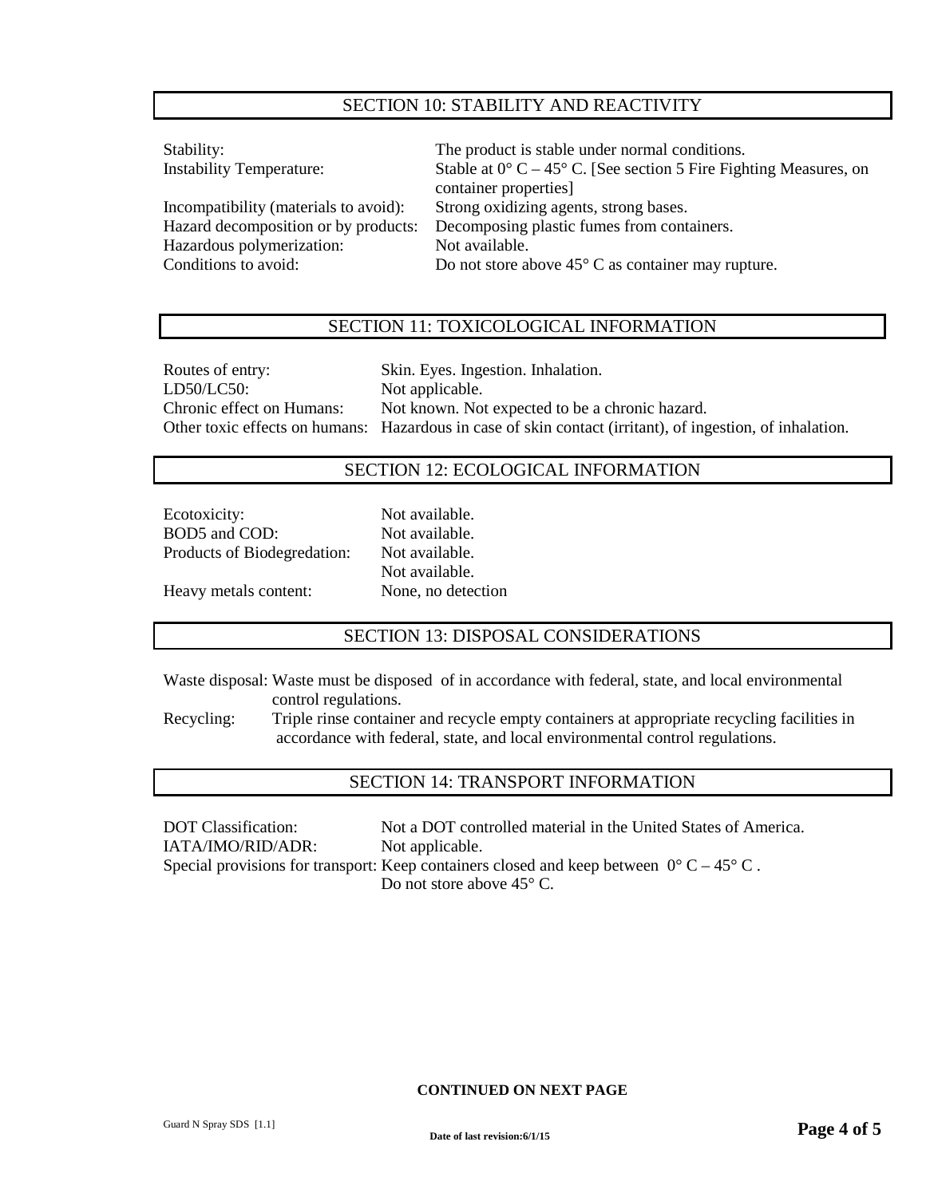## SECTION 10: STABILITY AND REACTIVITY

| | |
|---|---|
| Stability: | The product is stable under normal conditions. |
| Instability Temperature: | Stable at 0° C – 45° C. [See section 5 Fire Fighting Measures, on container properties] |
| Incompatibility (materials to avoid): | Strong oxidizing agents, strong bases. |
| Hazard decomposition or by products: | Decomposing plastic fumes from containers. |
| Hazardous polymerization: | Not available. |
| Conditions to avoid: | Do not store above 45° C as container may rupture. |

## SECTION 11: TOXICOLOGICAL INFORMATION

| | |
|---|---|
| Routes of entry: | Skin. Eyes. Ingestion. Inhalation. |
| LD50/LC50: | Not applicable. |
| Chronic effect on Humans: | Not known. Not expected to be a chronic hazard. |
| Other toxic effects on humans: | Hazardous in case of skin contact (irritant), of ingestion, of inhalation. |

## SECTION 12: ECOLOGICAL INFORMATION

| | |
|---|---|
| Ecotoxicity: | Not available. |
| BOD5 and COD: | Not available. |
| Products of Biodegredation: | Not available. |
| | Not available. |
| Heavy metals content: | None, no detection |

## SECTION 13: DISPOSAL CONSIDERATIONS

Waste disposal: Waste must be disposed of in accordance with federal, state, and local environmental control regulations.

Recycling: Triple rinse container and recycle empty containers at appropriate recycling facilities in accordance with federal, state, and local environmental control regulations.

## SECTION 14: TRANSPORT INFORMATION

| | |
|---|---|
| DOT Classification: | Not a DOT controlled material in the United States of America. |
| IATA/IMO/RID/ADR: | Not applicable. |
| Special provisions for transport: | Keep containers closed and keep between 0° C – 45° C . Do not store above 45° C. |

**CONTINUED ON NEXT PAGE**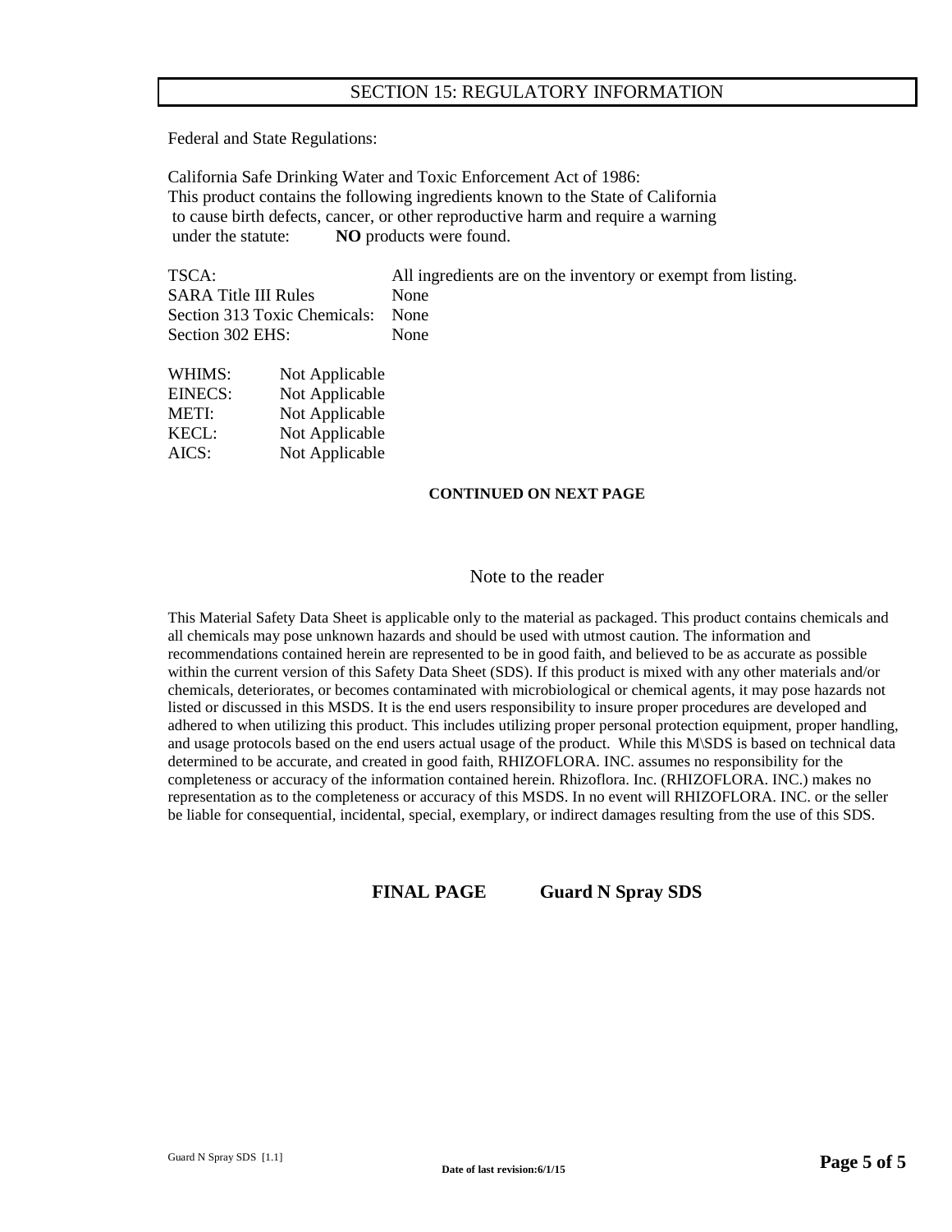## SECTION 15: REGULATORY INFORMATION

Federal and State Regulations:

California Safe Drinking Water and Toxic Enforcement Act of 1986:
This product contains the following ingredients known to the State of California to cause birth defects, cancer, or other reproductive harm and require a warning under the statute: **NO** products were found.

| | |
|---|---|
| TSCA: | All ingredients are on the inventory or exempt from listing. |
| SARA Title III Rules | None |
| Section 313 Toxic Chemicals: | None |
| Section 302 EHS: | None |

| | |
|---|---|
| WHIMS: | Not Applicable |
| EINECS: | Not Applicable |
| METI: | Not Applicable |
| KECL: | Not Applicable |
| AICS: | Not Applicable |

**CONTINUED ON NEXT PAGE**

### Note to the reader

This Material Safety Data Sheet is applicable only to the material as packaged. This product contains chemicals and all chemicals may pose unknown hazards and should be used with utmost caution. The information and recommendations contained herein are represented to be in good faith, and believed to be as accurate as possible within the current version of this Safety Data Sheet (SDS). If this product is mixed with any other materials and/or chemicals, deteriorates, or becomes contaminated with microbiological or chemical agents, it may pose hazards not listed or discussed in this MSDS. It is the end users responsibility to insure proper procedures are developed and adhered to when utilizing this product. This includes utilizing proper personal protection equipment, proper handling, and usage protocols based on the end users actual usage of the product. While this M\SDS is based on technical data determined to be accurate, and created in good faith, RHIZOFLORA. INC. assumes no responsibility for the completeness or accuracy of the information contained herein. Rhizoflora. Inc. (RHIZOFLORA. INC.) makes no representation as to the completeness or accuracy of this MSDS. In no event will RHIZOFLORA. INC. or the seller be liable for consequential, incidental, special, exemplary, or indirect damages resulting from the use of this SDS.

**FINAL PAGE Guard N Spray SDS**